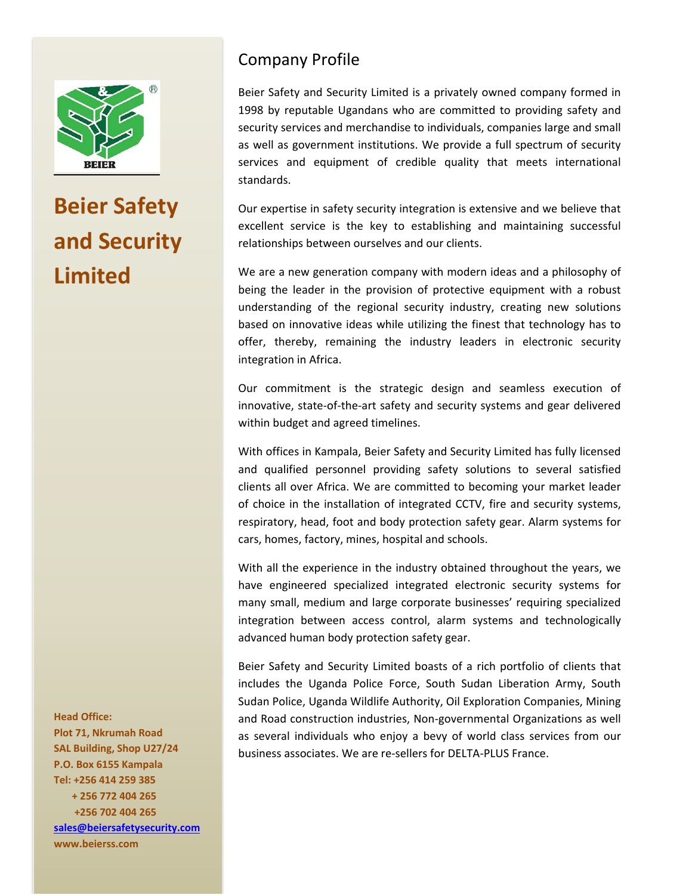# Beier Safety and Security Limited

**Head Office:**
**Plot 71, Nkrumah Road**
**SAL Building, Shop U27/24**
**P.O. Box 6155 Kampala**
**Tel: +256 414 259 385**
**+ 256 772 404 265**
**+256 702 404 265**
**sales@beiersafetysecurity.com**
**www.beierss.com**

## Company Profile

Beier Safety and Security Limited is a privately owned company formed in 1998 by reputable Ugandans who are committed to providing safety and security services and merchandise to individuals, companies large and small as well as government institutions. We provide a full spectrum of security services and equipment of credible quality that meets international standards.

Our expertise in safety security integration is extensive and we believe that excellent service is the key to establishing and maintaining successful relationships between ourselves and our clients.

We are a new generation company with modern ideas and a philosophy of being the leader in the provision of protective equipment with a robust understanding of the regional security industry, creating new solutions based on innovative ideas while utilizing the finest that technology has to offer, thereby, remaining the industry leaders in electronic security integration in Africa.

Our commitment is the strategic design and seamless execution of innovative, state-of-the-art safety and security systems and gear delivered within budget and agreed timelines.

With offices in Kampala, Beier Safety and Security Limited has fully licensed and qualified personnel providing safety solutions to several satisfied clients all over Africa. We are committed to becoming your market leader of choice in the installation of integrated CCTV, fire and security systems, respiratory, head, foot and body protection safety gear. Alarm systems for cars, homes, factory, mines, hospital and schools.

With all the experience in the industry obtained throughout the years, we have engineered specialized integrated electronic security systems for many small, medium and large corporate businesses' requiring specialized integration between access control, alarm systems and technologically advanced human body protection safety gear.

Beier Safety and Security Limited boasts of a rich portfolio of clients that includes the Uganda Police Force, South Sudan Liberation Army, South Sudan Police, Uganda Wildlife Authority, Oil Exploration Companies, Mining and Road construction industries, Non-governmental Organizations as well as several individuals who enjoy a bevy of world class services from our business associates. We are re-sellers for DELTA-PLUS France.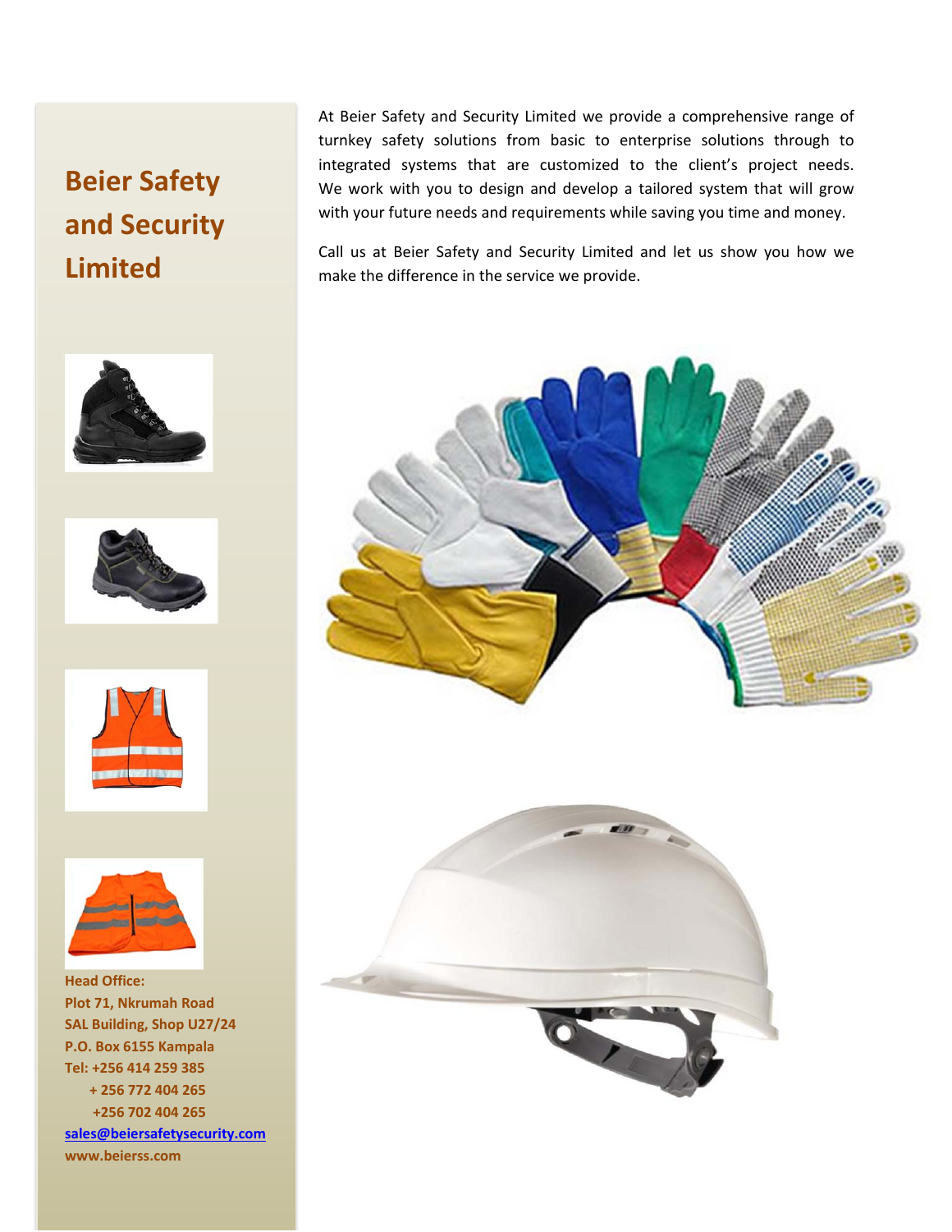# Beier Safety and Security Limited

At Beier Safety and Security Limited we provide a comprehensive range of turnkey safety solutions from basic to enterprise solutions through to integrated systems that are customized to the client's project needs. We work with you to design and develop a tailored system that will grow with your future needs and requirements while saving you time and money.

Call us at Beier Safety and Security Limited and let us show you how we make the difference in the service we provide.

**Head Office:**
**Plot 71, Nkrumah Road**
**SAL Building, Shop U27/24**
**P.O. Box 6155 Kampala**
**Tel: +256 414 259 385**
**+ 256 772 404 265**
**+256 702 404 265**
**sales@beiersafetysecurity.com**
**www.beierss.com**